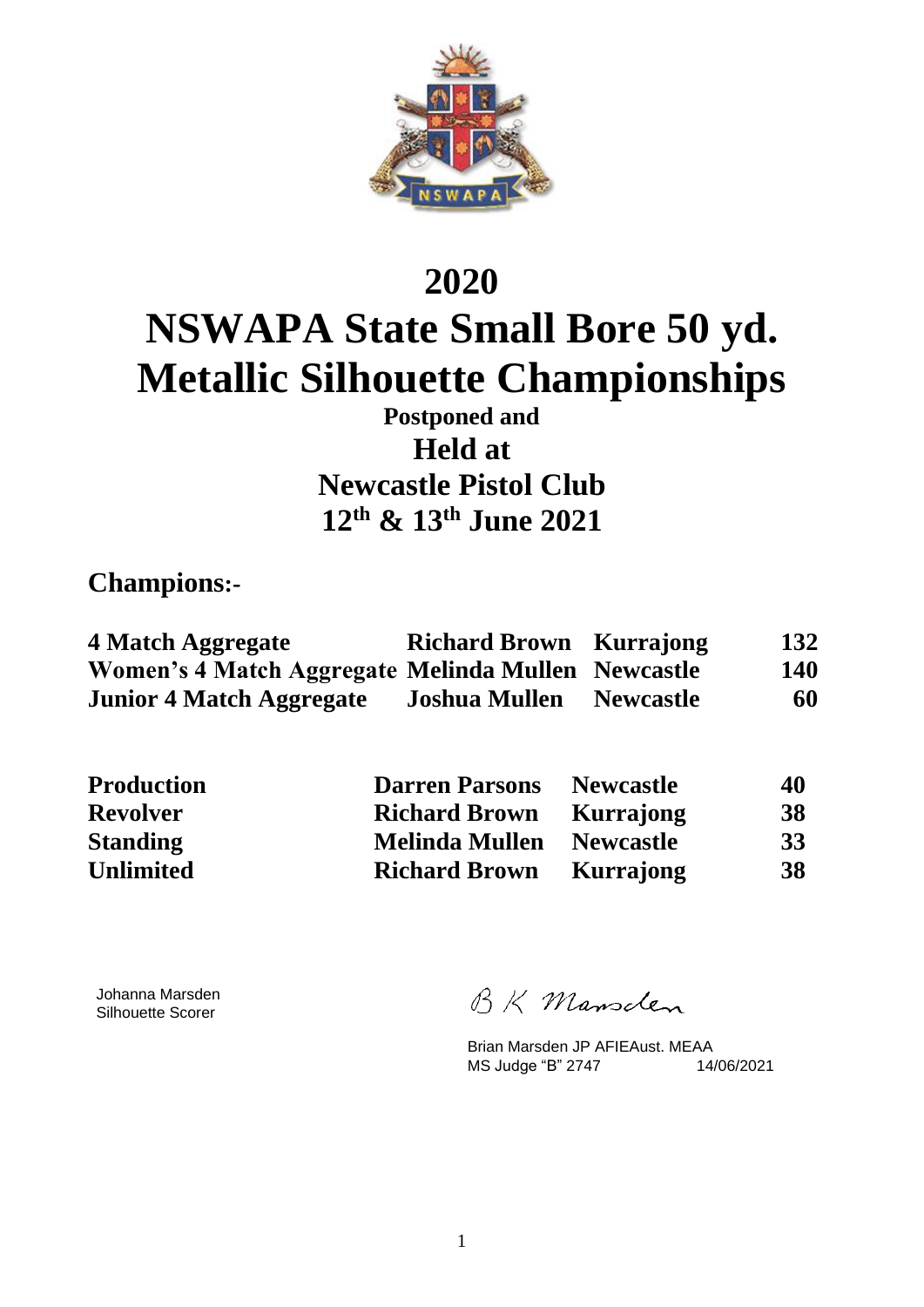# 2020

# NSWAPA State Small Bore 50 yd. Metallic Silhouette Championships

### Postponed and

## Held at

## Newcastle Pistol Club

## 12th & 13th June 2021

## Champions:-

| | | | |
|---|---|---|---|
| **4 Match Aggregate** | **Richard Brown** | **Kurrajong** | **132** |
| **Women's 4 Match Aggregate** | **Melinda Mullen** | **Newcastle** | **140** |
| **Junior 4 Match Aggregate** | **Joshua Mullen** | **Newcastle** | **60** |

| | | | |
|---|---|---|---|
| **Production** | **Darren Parsons** | **Newcastle** | **40** |
| **Revolver** | **Richard Brown** | **Kurrajong** | **38** |
| **Standing** | **Melinda Mullen** | **Newcastle** | **33** |
| **Unlimited** | **Richard Brown** | **Kurrajong** | **38** |

Johanna Marsden
Silhouette Scorer

B K Marsden

Brian Marsden JP AFIEAust. MEAA
MS Judge "B" 2747 14/06/2021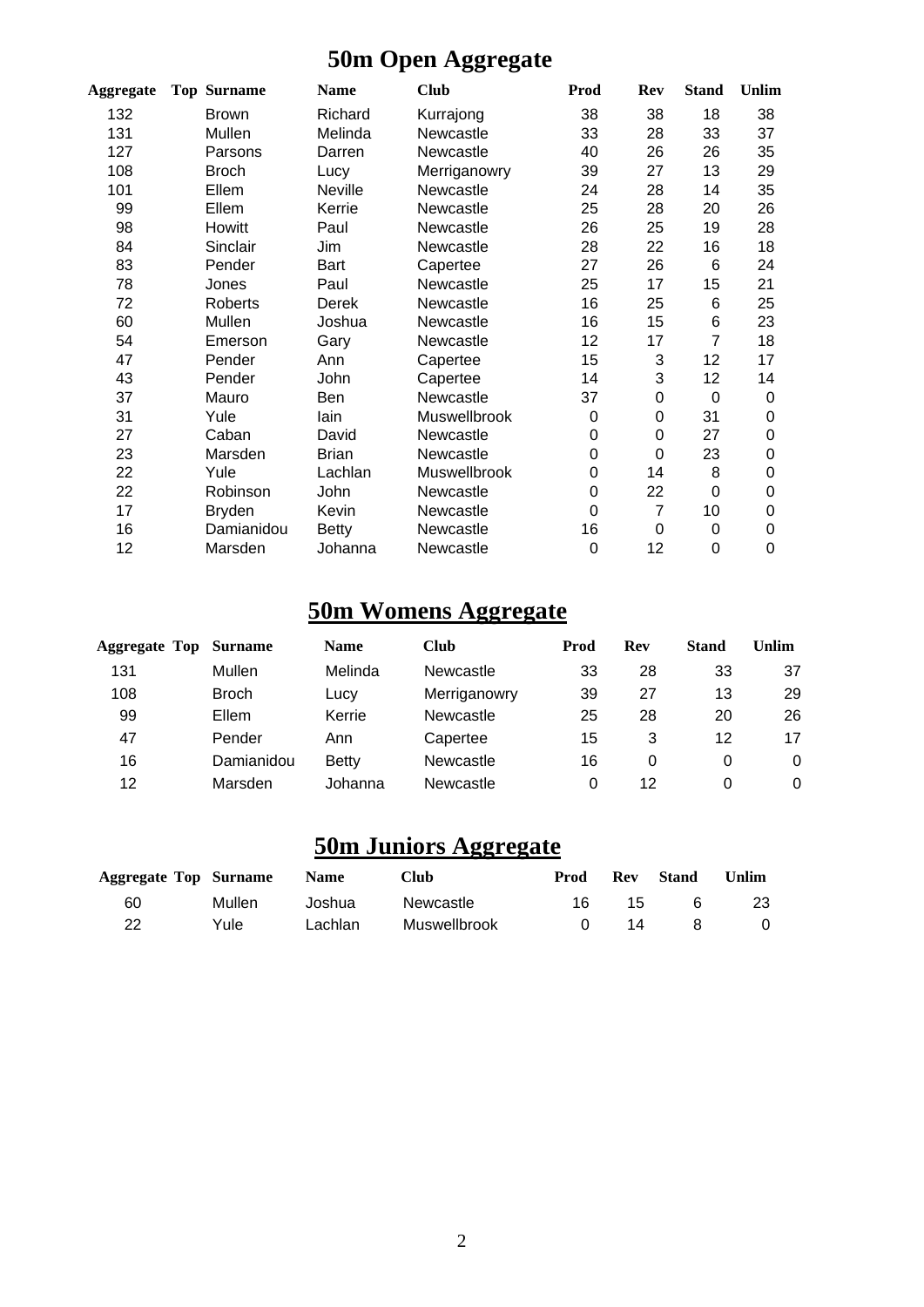# 50m Open Aggregate

| Aggregate | Top | Surname | Name | Club | Prod | Rev | Stand | Unlim |
|---|---|---|---|---|---|---|---|---|
| 132 | | Brown | Richard | Kurrajong | 38 | 38 | 18 | 38 |
| 131 | | Mullen | Melinda | Newcastle | 33 | 28 | 33 | 37 |
| 127 | | Parsons | Darren | Newcastle | 40 | 26 | 26 | 35 |
| 108 | | Broch | Lucy | Merriganowry | 39 | 27 | 13 | 29 |
| 101 | | Ellem | Neville | Newcastle | 24 | 28 | 14 | 35 |
| 99 | | Ellem | Kerrie | Newcastle | 25 | 28 | 20 | 26 |
| 98 | | Howitt | Paul | Newcastle | 26 | 25 | 19 | 28 |
| 84 | | Sinclair | Jim | Newcastle | 28 | 22 | 16 | 18 |
| 83 | | Pender | Bart | Capertee | 27 | 26 | 6 | 24 |
| 78 | | Jones | Paul | Newcastle | 25 | 17 | 15 | 21 |
| 72 | | Roberts | Derek | Newcastle | 16 | 25 | 6 | 25 |
| 60 | | Mullen | Joshua | Newcastle | 16 | 15 | 6 | 23 |
| 54 | | Emerson | Gary | Newcastle | 12 | 17 | 7 | 18 |
| 47 | | Pender | Ann | Capertee | 15 | 3 | 12 | 17 |
| 43 | | Pender | John | Capertee | 14 | 3 | 12 | 14 |
| 37 | | Mauro | Ben | Newcastle | 37 | 0 | 0 | 0 |
| 31 | | Yule | Iain | Muswellbrook | 0 | 0 | 31 | 0 |
| 27 | | Caban | David | Newcastle | 0 | 0 | 27 | 0 |
| 23 | | Marsden | Brian | Newcastle | 0 | 0 | 23 | 0 |
| 22 | | Yule | Lachlan | Muswellbrook | 0 | 14 | 8 | 0 |
| 22 | | Robinson | John | Newcastle | 0 | 22 | 0 | 0 |
| 17 | | Bryden | Kevin | Newcastle | 0 | 7 | 10 | 0 |
| 16 | | Damianidou | Betty | Newcastle | 16 | 0 | 0 | 0 |
| 12 | | Marsden | Johanna | Newcastle | 0 | 12 | 0 | 0 |

# 50m Womens Aggregate

| Aggregate | Top | Surname | Name | Club | Prod | Rev | Stand | Unlim |
|---|---|---|---|---|---|---|---|---|
| 131 | | Mullen | Melinda | Newcastle | 33 | 28 | 33 | 37 |
| 108 | | Broch | Lucy | Merriganowry | 39 | 27 | 13 | 29 |
| 99 | | Ellem | Kerrie | Newcastle | 25 | 28 | 20 | 26 |
| 47 | | Pender | Ann | Capertee | 15 | 3 | 12 | 17 |
| 16 | | Damianidou | Betty | Newcastle | 16 | 0 | 0 | 0 |
| 12 | | Marsden | Johanna | Newcastle | 0 | 12 | 0 | 0 |

# 50m Juniors Aggregate

| Aggregate | Top | Surname | Name | Club | Prod | Rev | Stand | Unlim |
|---|---|---|---|---|---|---|---|---|
| 60 | | Mullen | Joshua | Newcastle | 16 | 15 | 6 | 23 |
| 22 | | Yule | Lachlan | Muswellbrook | 0 | 14 | 8 | 0 |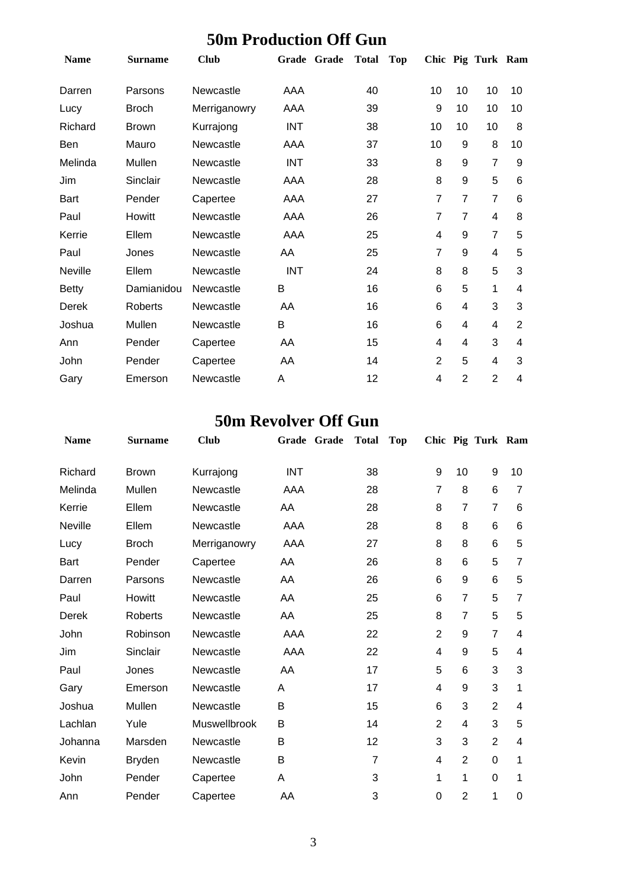## 50m Production Off Gun

| Name | Surname | Club | Grade | Grade | Total | Top | Chic | Pig | Turk | Ram |
|---|---|---|---|---|---|---|---|---|---|---|
| Darren | Parsons | Newcastle | AAA | | 40 | | 10 | 10 | 10 | 10 |
| Lucy | Broch | Merriganowry | AAA | | 39 | | 9 | 10 | 10 | 10 |
| Richard | Brown | Kurrajong | INT | | 38 | | 10 | 10 | 10 | 8 |
| Ben | Mauro | Newcastle | AAA | | 37 | | 10 | 9 | 8 | 10 |
| Melinda | Mullen | Newcastle | INT | | 33 | | 8 | 9 | 7 | 9 |
| Jim | Sinclair | Newcastle | AAA | | 28 | | 8 | 9 | 5 | 6 |
| Bart | Pender | Capertee | AAA | | 27 | | 7 | 7 | 7 | 6 |
| Paul | Howitt | Newcastle | AAA | | 26 | | 7 | 7 | 4 | 8 |
| Kerrie | Ellem | Newcastle | AAA | | 25 | | 4 | 9 | 7 | 5 |
| Paul | Jones | Newcastle | AA | | 25 | | 7 | 9 | 4 | 5 |
| Neville | Ellem | Newcastle | INT | | 24 | | 8 | 8 | 5 | 3 |
| Betty | Damianidou | Newcastle | B | | 16 | | 6 | 5 | 1 | 4 |
| Derek | Roberts | Newcastle | AA | | 16 | | 6 | 4 | 3 | 3 |
| Joshua | Mullen | Newcastle | B | | 16 | | 6 | 4 | 4 | 2 |
| Ann | Pender | Capertee | AA | | 15 | | 4 | 4 | 3 | 4 |
| John | Pender | Capertee | AA | | 14 | | 2 | 5 | 4 | 3 |
| Gary | Emerson | Newcastle | A | | 12 | | 4 | 2 | 2 | 4 |

## 50m Revolver Off Gun

| Name | Surname | Club | Grade | Grade | Total | Top | Chic | Pig | Turk | Ram |
|---|---|---|---|---|---|---|---|---|---|---|
| Richard | Brown | Kurrajong | INT | | 38 | | 9 | 10 | 9 | 10 |
| Melinda | Mullen | Newcastle | AAA | | 28 | | 7 | 8 | 6 | 7 |
| Kerrie | Ellem | Newcastle | AA | | 28 | | 8 | 7 | 7 | 6 |
| Neville | Ellem | Newcastle | AAA | | 28 | | 8 | 8 | 6 | 6 |
| Lucy | Broch | Merriganowry | AAA | | 27 | | 8 | 8 | 6 | 5 |
| Bart | Pender | Capertee | AA | | 26 | | 8 | 6 | 5 | 7 |
| Darren | Parsons | Newcastle | AA | | 26 | | 6 | 9 | 6 | 5 |
| Paul | Howitt | Newcastle | AA | | 25 | | 6 | 7 | 5 | 7 |
| Derek | Roberts | Newcastle | AA | | 25 | | 8 | 7 | 5 | 5 |
| John | Robinson | Newcastle | AAA | | 22 | | 2 | 9 | 7 | 4 |
| Jim | Sinclair | Newcastle | AAA | | 22 | | 4 | 9 | 5 | 4 |
| Paul | Jones | Newcastle | AA | | 17 | | 5 | 6 | 3 | 3 |
| Gary | Emerson | Newcastle | A | | 17 | | 4 | 9 | 3 | 1 |
| Joshua | Mullen | Newcastle | B | | 15 | | 6 | 3 | 2 | 4 |
| Lachlan | Yule | Muswellbrook | B | | 14 | | 2 | 4 | 3 | 5 |
| Johanna | Marsden | Newcastle | B | | 12 | | 3 | 3 | 2 | 4 |
| Kevin | Bryden | Newcastle | B | | 7 | | 4 | 2 | 0 | 1 |
| John | Pender | Capertee | A | | 3 | | 1 | 1 | 0 | 1 |
| Ann | Pender | Capertee | AA | | 3 | | 0 | 2 | 1 | 0 |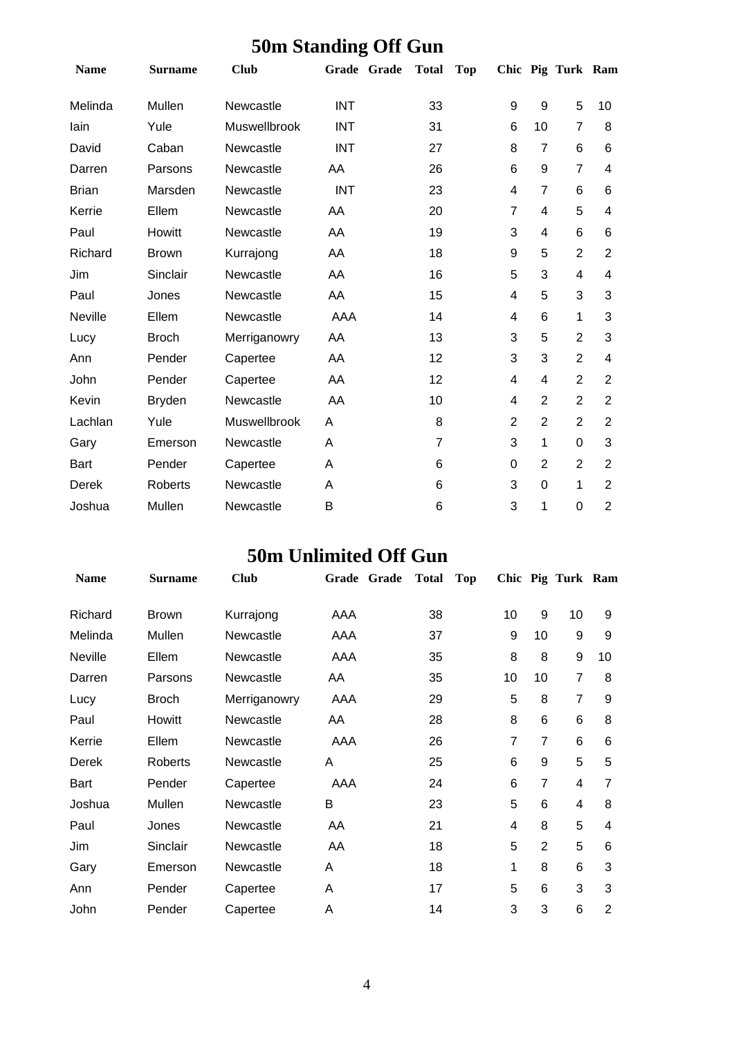# 50m Standing Off Gun

| Name | Surname | Club | Grade | Grade | Total | Top | Chic | Pig | Turk | Ram |
|---|---|---|---|---|---|---|---|---|---|---|
| Melinda | Mullen | Newcastle | INT | | 33 | | 9 | 9 | 5 | 10 |
| Iain | Yule | Muswellbrook | INT | | 31 | | 6 | 10 | 7 | 8 |
| David | Caban | Newcastle | INT | | 27 | | 8 | 7 | 6 | 6 |
| Darren | Parsons | Newcastle | AA | | 26 | | 6 | 9 | 7 | 4 |
| Brian | Marsden | Newcastle | INT | | 23 | | 4 | 7 | 6 | 6 |
| Kerrie | Ellem | Newcastle | AA | | 20 | | 7 | 4 | 5 | 4 |
| Paul | Howitt | Newcastle | AA | | 19 | | 3 | 4 | 6 | 6 |
| Richard | Brown | Kurrajong | AA | | 18 | | 9 | 5 | 2 | 2 |
| Jim | Sinclair | Newcastle | AA | | 16 | | 5 | 3 | 4 | 4 |
| Paul | Jones | Newcastle | AA | | 15 | | 4 | 5 | 3 | 3 |
| Neville | Ellem | Newcastle | AAA | | 14 | | 4 | 6 | 1 | 3 |
| Lucy | Broch | Merriganowry | AA | | 13 | | 3 | 5 | 2 | 3 |
| Ann | Pender | Capertee | AA | | 12 | | 3 | 3 | 2 | 4 |
| John | Pender | Capertee | AA | | 12 | | 4 | 4 | 2 | 2 |
| Kevin | Bryden | Newcastle | AA | | 10 | | 4 | 2 | 2 | 2 |
| Lachlan | Yule | Muswellbrook | A | | 8 | | 2 | 2 | 2 | 2 |
| Gary | Emerson | Newcastle | A | | 7 | | 3 | 1 | 0 | 3 |
| Bart | Pender | Capertee | A | | 6 | | 0 | 2 | 2 | 2 |
| Derek | Roberts | Newcastle | A | | 6 | | 3 | 0 | 1 | 2 |
| Joshua | Mullen | Newcastle | B | | 6 | | 3 | 1 | 0 | 2 |

# 50m Unlimited Off Gun

| Name | Surname | Club | Grade | Grade | Total | Top | Chic | Pig | Turk | Ram |
|---|---|---|---|---|---|---|---|---|---|---|
| Richard | Brown | Kurrajong | AAA | | 38 | | 10 | 9 | 10 | 9 |
| Melinda | Mullen | Newcastle | AAA | | 37 | | 9 | 10 | 9 | 9 |
| Neville | Ellem | Newcastle | AAA | | 35 | | 8 | 8 | 9 | 10 |
| Darren | Parsons | Newcastle | AA | | 35 | | 10 | 10 | 7 | 8 |
| Lucy | Broch | Merriganowry | AAA | | 29 | | 5 | 8 | 7 | 9 |
| Paul | Howitt | Newcastle | AA | | 28 | | 8 | 6 | 6 | 8 |
| Kerrie | Ellem | Newcastle | AAA | | 26 | | 7 | 7 | 6 | 6 |
| Derek | Roberts | Newcastle | A | | 25 | | 6 | 9 | 5 | 5 |
| Bart | Pender | Capertee | AAA | | 24 | | 6 | 7 | 4 | 7 |
| Joshua | Mullen | Newcastle | B | | 23 | | 5 | 6 | 4 | 8 |
| Paul | Jones | Newcastle | AA | | 21 | | 4 | 8 | 5 | 4 |
| Jim | Sinclair | Newcastle | AA | | 18 | | 5 | 2 | 5 | 6 |
| Gary | Emerson | Newcastle | A | | 18 | | 1 | 8 | 6 | 3 |
| Ann | Pender | Capertee | A | | 17 | | 5 | 6 | 3 | 3 |
| John | Pender | Capertee | A | | 14 | | 3 | 3 | 6 | 2 |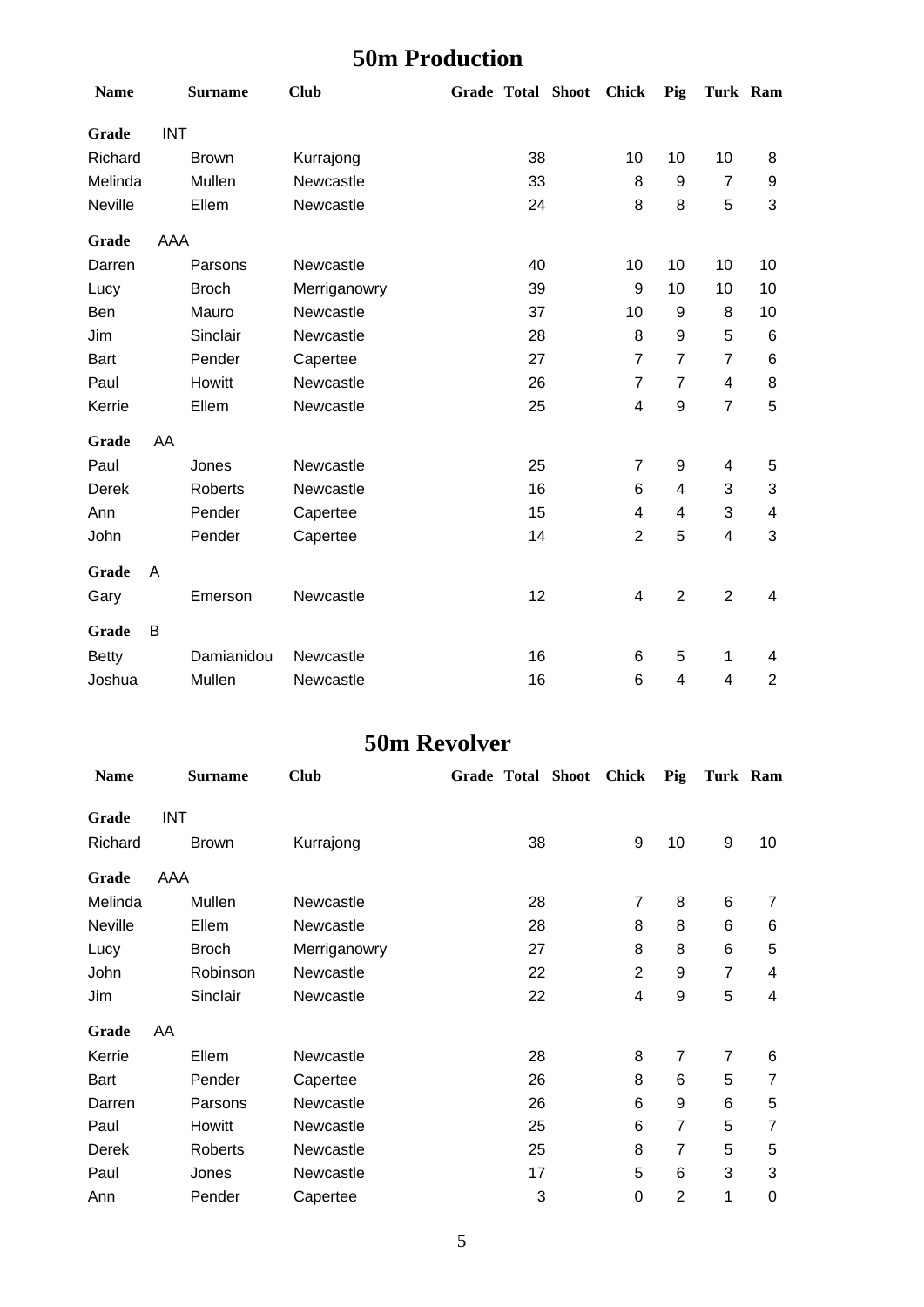## 50m Production

| Name | Surname | Club | Grade | Total | Shoot | Chick | Pig | Turk | Ram |
|---|---|---|---|---|---|---|---|---|---|
| **Grade** | INT | | | | | | | | |
| Richard | Brown | Kurrajong | | 38 | | 10 | 10 | 10 | 8 |
| Melinda | Mullen | Newcastle | | 33 | | 8 | 9 | 7 | 9 |
| Neville | Ellem | Newcastle | | 24 | | 8 | 8 | 5 | 3 |
| **Grade** | AAA | | | | | | | | |
| Darren | Parsons | Newcastle | | 40 | | 10 | 10 | 10 | 10 |
| Lucy | Broch | Merriganowry | | 39 | | 9 | 10 | 10 | 10 |
| Ben | Mauro | Newcastle | | 37 | | 10 | 9 | 8 | 10 |
| Jim | Sinclair | Newcastle | | 28 | | 8 | 9 | 5 | 6 |
| Bart | Pender | Capertee | | 27 | | 7 | 7 | 7 | 6 |
| Paul | Howitt | Newcastle | | 26 | | 7 | 7 | 4 | 8 |
| Kerrie | Ellem | Newcastle | | 25 | | 4 | 9 | 7 | 5 |
| **Grade** | AA | | | | | | | | |
| Paul | Jones | Newcastle | | 25 | | 7 | 9 | 4 | 5 |
| Derek | Roberts | Newcastle | | 16 | | 6 | 4 | 3 | 3 |
| Ann | Pender | Capertee | | 15 | | 4 | 4 | 3 | 4 |
| John | Pender | Capertee | | 14 | | 2 | 5 | 4 | 3 |
| **Grade** | A | | | | | | | | |
| Gary | Emerson | Newcastle | | 12 | | 4 | 2 | 2 | 4 |
| **Grade** | B | | | | | | | | |
| Betty | Damianidou | Newcastle | | 16 | | 6 | 5 | 1 | 4 |
| Joshua | Mullen | Newcastle | | 16 | | 6 | 4 | 4 | 2 |

## 50m Revolver

| Name | Surname | Club | Grade | Total | Shoot | Chick | Pig | Turk | Ram |
|---|---|---|---|---|---|---|---|---|---|
| **Grade** | INT | | | | | | | | |
| Richard | Brown | Kurrajong | | 38 | | 9 | 10 | 9 | 10 |
| **Grade** | AAA | | | | | | | | |
| Melinda | Mullen | Newcastle | | 28 | | 7 | 8 | 6 | 7 |
| Neville | Ellem | Newcastle | | 28 | | 8 | 8 | 6 | 6 |
| Lucy | Broch | Merriganowry | | 27 | | 8 | 8 | 6 | 5 |
| John | Robinson | Newcastle | | 22 | | 2 | 9 | 7 | 4 |
| Jim | Sinclair | Newcastle | | 22 | | 4 | 9 | 5 | 4 |
| **Grade** | AA | | | | | | | | |
| Kerrie | Ellem | Newcastle | | 28 | | 8 | 7 | 7 | 6 |
| Bart | Pender | Capertee | | 26 | | 8 | 6 | 5 | 7 |
| Darren | Parsons | Newcastle | | 26 | | 6 | 9 | 6 | 5 |
| Paul | Howitt | Newcastle | | 25 | | 6 | 7 | 5 | 7 |
| Derek | Roberts | Newcastle | | 25 | | 8 | 7 | 5 | 5 |
| Paul | Jones | Newcastle | | 17 | | 5 | 6 | 3 | 3 |
| Ann | Pender | Capertee | | 3 | | 0 | 2 | 1 | 0 |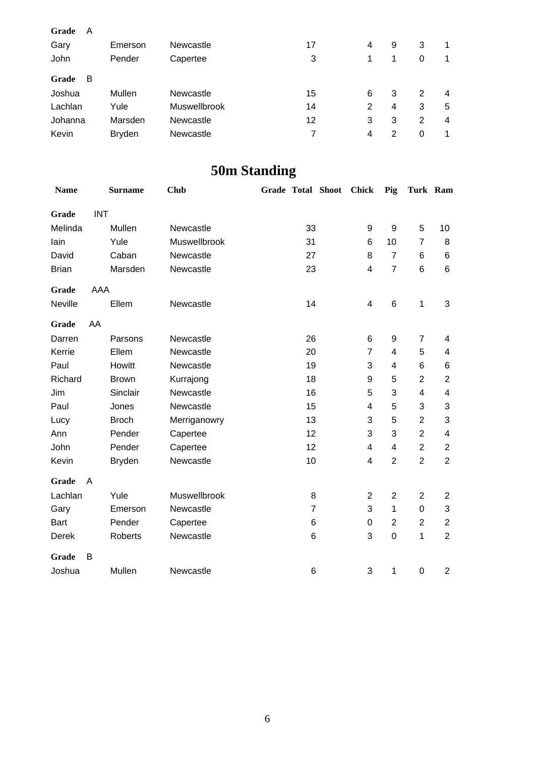| | | | | | | | | | |
|---|---|---|---|---|---|---|---|---|---|
| **Grade** A | | | | | | | | | |
| Gary | Emerson | Newcastle | | 17 | | 4 | 9 | 3 | 1 |
| John | Pender | Capertee | | 3 | | 1 | 1 | 0 | 1 |
| **Grade** B | | | | | | | | | |
| Joshua | Mullen | Newcastle | | 15 | | 6 | 3 | 2 | 4 |
| Lachlan | Yule | Muswellbrook | | 14 | | 2 | 4 | 3 | 5 |
| Johanna | Marsden | Newcastle | | 12 | | 3 | 3 | 2 | 4 |
| Kevin | Bryden | Newcastle | | 7 | | 4 | 2 | 0 | 1 |

# 50m Standing

| Name | Surname | Club | Grade | Total | Shoot | Chick | Pig | Turk | Ram |
|---|---|---|---|---|---|---|---|---|---|
| **Grade** INT | | | | | | | | | |
| Melinda | Mullen | Newcastle | | 33 | | 9 | 9 | 5 | 10 |
| Iain | Yule | Muswellbrook | | 31 | | 6 | 10 | 7 | 8 |
| David | Caban | Newcastle | | 27 | | 8 | 7 | 6 | 6 |
| Brian | Marsden | Newcastle | | 23 | | 4 | 7 | 6 | 6 |
| **Grade** AAA | | | | | | | | | |
| Neville | Ellem | Newcastle | | 14 | | 4 | 6 | 1 | 3 |
| **Grade** AA | | | | | | | | | |
| Darren | Parsons | Newcastle | | 26 | | 6 | 9 | 7 | 4 |
| Kerrie | Ellem | Newcastle | | 20 | | 7 | 4 | 5 | 4 |
| Paul | Howitt | Newcastle | | 19 | | 3 | 4 | 6 | 6 |
| Richard | Brown | Kurrajong | | 18 | | 9 | 5 | 2 | 2 |
| Jim | Sinclair | Newcastle | | 16 | | 5 | 3 | 4 | 4 |
| Paul | Jones | Newcastle | | 15 | | 4 | 5 | 3 | 3 |
| Lucy | Broch | Merriganowry | | 13 | | 3 | 5 | 2 | 3 |
| Ann | Pender | Capertee | | 12 | | 3 | 3 | 2 | 4 |
| John | Pender | Capertee | | 12 | | 4 | 4 | 2 | 2 |
| Kevin | Bryden | Newcastle | | 10 | | 4 | 2 | 2 | 2 |
| **Grade** A | | | | | | | | | |
| Lachlan | Yule | Muswellbrook | | 8 | | 2 | 2 | 2 | 2 |
| Gary | Emerson | Newcastle | | 7 | | 3 | 1 | 0 | 3 |
| Bart | Pender | Capertee | | 6 | | 0 | 2 | 2 | 2 |
| Derek | Roberts | Newcastle | | 6 | | 3 | 0 | 1 | 2 |
| **Grade** B | | | | | | | | | |
| Joshua | Mullen | Newcastle | | 6 | | 3 | 1 | 0 | 2 |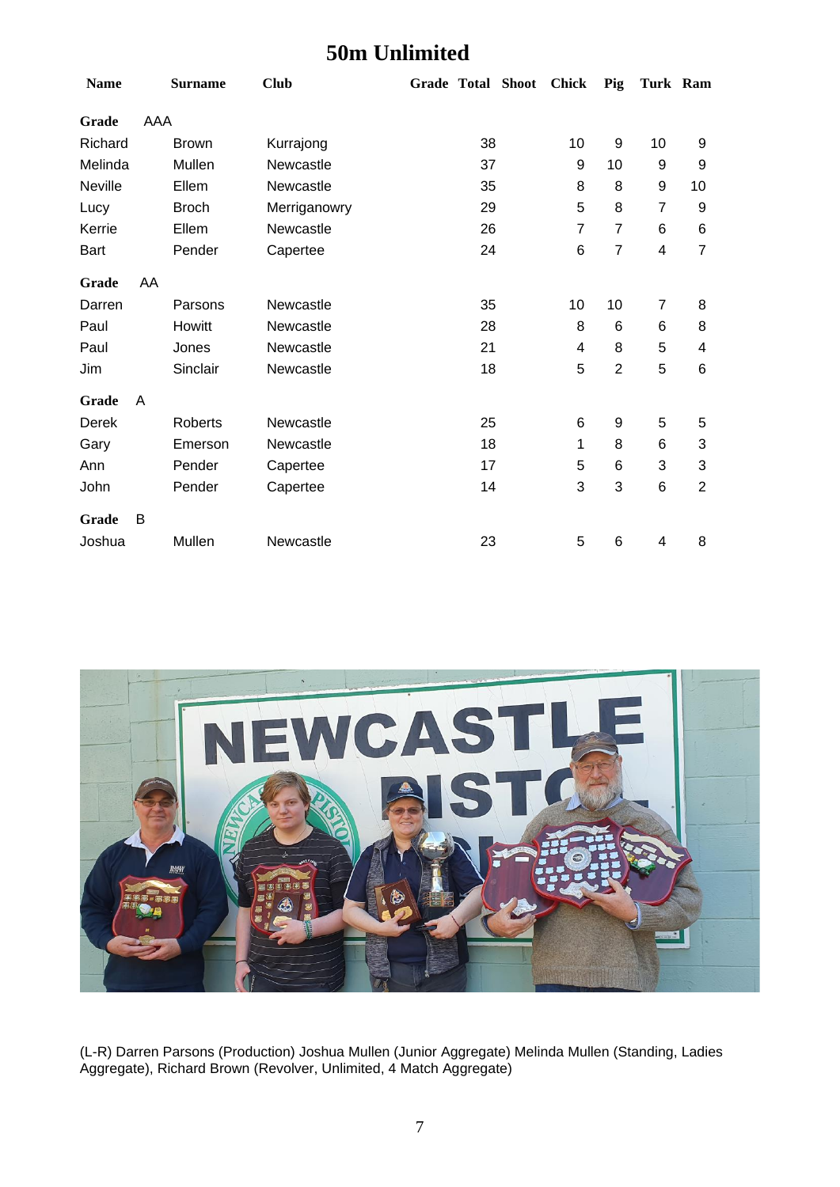# 50m Unlimited

| Name | Surname | Club | Grade | Total | Shoot | Chick | Pig | Turk | Ram |
|---|---|---|---|---|---|---|---|---|---|
| **Grade** AAA | | | | | | | | | |
| Richard | Brown | Kurrajong | | 38 | | 10 | 9 | 10 | 9 |
| Melinda | Mullen | Newcastle | | 37 | | 9 | 10 | 9 | 9 |
| Neville | Ellem | Newcastle | | 35 | | 8 | 8 | 9 | 10 |
| Lucy | Broch | Merriganowry | | 29 | | 5 | 8 | 7 | 9 |
| Kerrie | Ellem | Newcastle | | 26 | | 7 | 7 | 6 | 6 |
| Bart | Pender | Capertee | | 24 | | 6 | 7 | 4 | 7 |
| **Grade** AA | | | | | | | | | |
| Darren | Parsons | Newcastle | | 35 | | 10 | 10 | 7 | 8 |
| Paul | Howitt | Newcastle | | 28 | | 8 | 6 | 6 | 8 |
| Paul | Jones | Newcastle | | 21 | | 4 | 8 | 5 | 4 |
| Jim | Sinclair | Newcastle | | 18 | | 5 | 2 | 5 | 6 |
| **Grade** A | | | | | | | | | |
| Derek | Roberts | Newcastle | | 25 | | 6 | 9 | 5 | 5 |
| Gary | Emerson | Newcastle | | 18 | | 1 | 8 | 6 | 3 |
| Ann | Pender | Capertee | | 17 | | 5 | 6 | 3 | 3 |
| John | Pender | Capertee | | 14 | | 3 | 3 | 6 | 2 |
| **Grade** B | | | | | | | | | |
| Joshua | Mullen | Newcastle | | 23 | | 5 | 6 | 4 | 8 |

(L-R) Darren Parsons (Production) Joshua Mullen (Junior Aggregate) Melinda Mullen (Standing, Ladies Aggregate), Richard Brown (Revolver, Unlimited, 4 Match Aggregate)